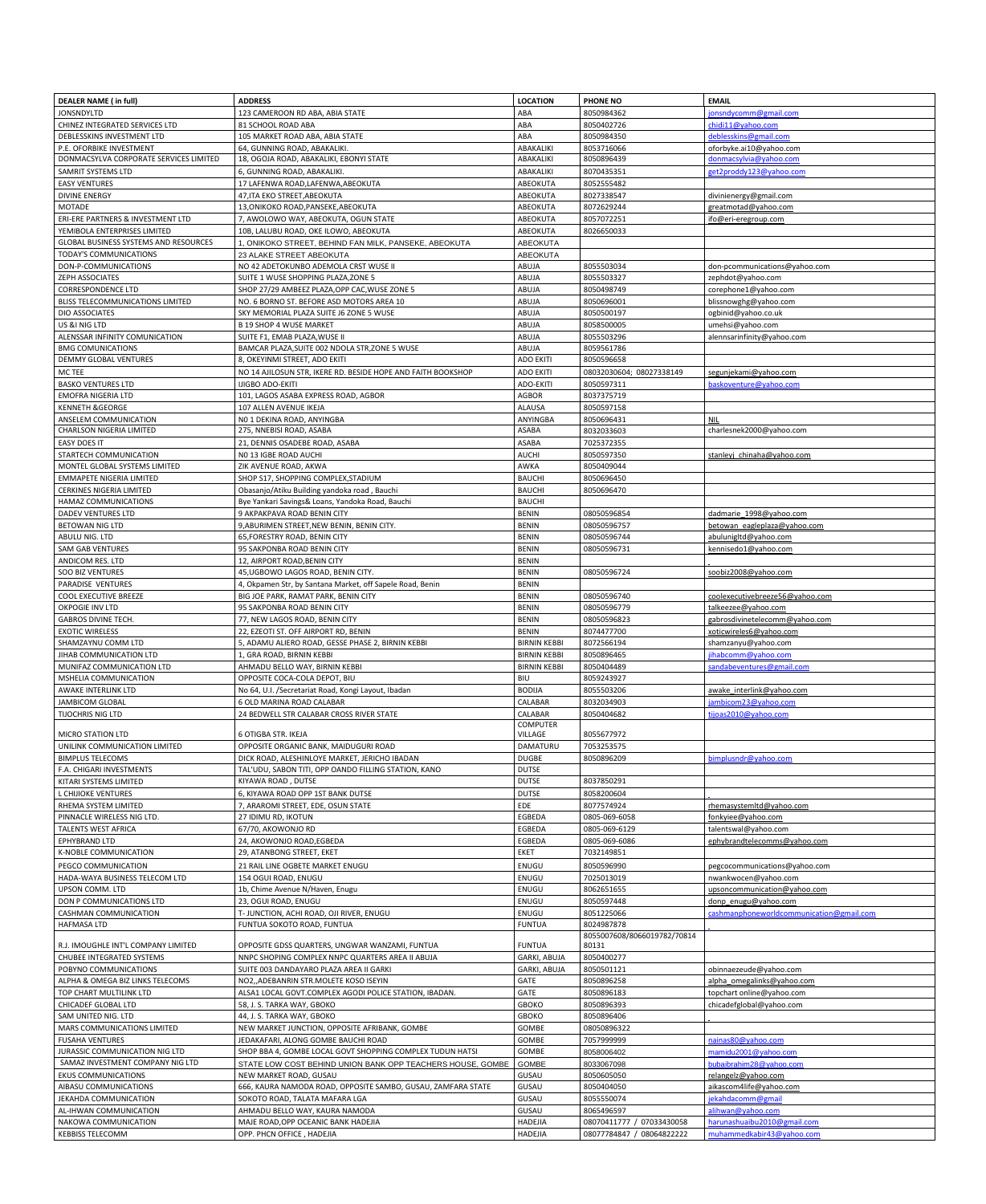| DEALER NAME ( in full) | ADDRESS | LOCATION | PHONE NO | EMAIL |
|---|---|---|---|---|
| JONSNDYLTD | 123 CAMEROON RD ABA, ABIA STATE | ABA | 8050984362 | jonsndycomm@gmail.com |
| CHINEZ INTEGRATED SERVICES LTD | 81 SCHOOL ROAD ABA | ABA | 8050402726 | chidi11@yahoo.com |
| DEBLESSKINS INVESTMENT LTD | 105 MARKET ROAD ABA, ABIA STATE | ABA | 8050984350 | deblesskins@gmail.com |
| P.E. OFORBIKE INVESTMENT | 64, GUNNING ROAD, ABAKALIKI. | ABAKALIKI | 8053716066 | oforbyke.ai10@yahoo.com |
| DONMACSYLVA CORPORATE SERVICES LIMITED | 18, OGOJA ROAD, ABAKALIKI, EBONYI STATE | ABAKALIKI | 8050896439 | donmacsylvia@yahoo.com |
| SAMRIT SYSTEMS LTD | 6, GUNNING ROAD, ABAKALIKI. | ABAKALIKI | 8070435351 | get2proddy123@yahoo.com |
| EASY VENTURES | 17 LAFENWA ROAD,LAFENWA,ABEOKUTA | ABEOKUTA | 8052555482 | |
| DIVINE ENERGY | 47,ITA EKO STREET,ABEOKUTA | ABEOKUTA | 8027338547 | divinienergy@gmail.com |
| MOTADE | 13,ONIKOKO ROAD,PANSEKE,ABEOKUTA | ABEOKUTA | 8072629244 | greatmotad@yahoo.com |
| ERI-ERE PARTNERS & INVESTMENT LTD | 7, AWOLOWO WAY, ABEOKUTA, OGUN STATE | ABEOKUTA | 8057072251 | ifo@eri-eregroup.com |
| YEMIBOLA ENTERPRISES LIMITED | 10B, LALUBU ROAD, OKE ILOWO, ABEOKUTA | ABEOKUTA | 8026650033 | |
| GLOBAL BUSINESS SYSTEMS AND RESOURCES | 1, ONIKOKO STREET, BEHIND FAN MILK, PANSEKE, ABEOKUTA | ABEOKUTA | | |
| TODAY'S COMMUNICATIONS | 23 ALAKE STREET ABEOKUTA | ABEOKUTA | | |
| DON-P-COMMUNICATIONS | NO 42 ADETOKUNBO ADEMOLA CRST WUSE II | ABUJA | 8055503034 | don-pcommunications@yahoo.com |
| ZEPH ASSOCIATES | SUITE 1 WUSE SHOPPING PLAZA,ZONE 5 | ABUJA | 8055503327 | zephdot@yahoo.com |
| CORRESPONDENCE LTD | SHOP 27/29 AMBEEZ PLAZA,OPP CAC,WUSE ZONE 5 | ABUJA | 8050498749 | corephone1@yahoo.com |
| BLISS TELECOMMUNICATIONS LIMITED | NO. 6 BORNO ST. BEFORE ASD MOTORS AREA 10 | ABUJA | 8050696001 | blissnowghg@yahoo.com |
| DIO ASSOCIATES | SKY MEMORIAL PLAZA SUITE J6 ZONE 5 WUSE | ABUJA | 8050500197 | ogbinid@yahoo.co.uk |
| US &I NIG LTD | B 19 SHOP 4 WUSE MARKET | ABUJA | 8058500005 | umehsi@yahoo.com |
| ALENSSAR INFINITY COMUNICATION | SUITE F1, EMAB PLAZA,WUSE II | ABUJA | 8055503296 | alennsarinfinity@yahoo.com |
| BMG COMUNICATIONS | BAMCAR PLAZA,SUITE 002 NDOLA STR,ZONE 5 WUSE | ABUJA | 8059561786 | |
| DEMMY GLOBAL VENTURES | 8, OKEYINMI STREET, ADO EKITI | ADO EKITI | 8050596658 | |
| MC TEE | NO 14 AJILOSUN STR, IKERE RD. BESIDE HOPE AND FAITH BOOKSHOP | ADO EKITI | 08032030604; 08027338149 | segunjekami@yahoo.com |
| BASKO VENTURES LTD | IJIGBO ADO-EKITI | ADO-EKITI | 8050597311 | baskoventure@yahoo.com |
| EMOFRA NIGERIA LTD | 101, LAGOS ASABA EXPRESS ROAD, AGBOR | AGBOR | 8037375719 | |
| KENNETH &GEORGE | 107 ALLEN AVENUE IKEJA | ALAUSA | 8050597158 | |
| ANSELEM COMMUNICATION | N0 1 DEKINA ROAD, ANYINGBA | ANYINGBA | 8050696431 | NIL |
| CHARLSON NIGERIA LIMITED | 275, NNEBISI ROAD, ASABA | ASABA | 8032033603 | charlesnek2000@yahoo.com |
| EASY DOES IT | 21, DENNIS OSADEBE ROAD, ASABA | ASABA | 7025372355 | |
| STARTECH COMMUNICATION | N0 13 IGBE ROAD AUCHI | AUCHI | 8050597350 | stanleyj_chinaha@yahoo.com |
| MONTEL GLOBAL SYSTEMS LIMITED | ZIK AVENUE ROAD, AKWA | AWKA | 8050409044 | |
| EMMAPETE NIGERIA LIMITED | SHOP S17, SHOPPING COMPLEX,STADIUM | BAUCHI | 8050696450 | |
| CERKINES NIGERIA LIMITED | Obasanjo/Atiku Building yandoka road , Bauchi | BAUCHI | 8050696470 | |
| HAMAZ COMMUNICATIONS | Bye Yankari Savings& Loans, Yandoka Road, Bauchi | BAUCHI | | |
| DADEV VENTURES LTD | 9 AKPAKPAVA ROAD BENIN CITY | BENIN | 08050596854 | dadmarie_1998@yahoo.com |
| BETOWAN NIG LTD | 9,ABURIMEN STREET,NEW BENIN, BENIN CITY. | BENIN | 08050596757 | betowan_eagleplaza@yahoo.com |
| ABULU NIG. LTD | 65,FORESTRY ROAD, BENIN CITY | BENIN | 08050596744 | abulunigltd@yahoo.com |
| SAM GAB VENTURES | 95 SAKPONBA ROAD BENIN CITY | BENIN | 08050596731 | kennisedo1@yahoo.com |
| ANDICOM RES. LTD | 12, AIRPORT ROAD,BENIN CITY | BENIN | | . |
| SOO BIZ VENTURES | 45,UGBOWO LAGOS ROAD, BENIN CITY. | BENIN | 08050596724 | soobiz2008@yahoo.com |
| PARADISE VENTURES | 4, Okpamen Str, by Santana Market, off Sapele Road, Benin | BENIN | | |
| COOL EXECUTIVE BREEZE | BIG JOE PARK, RAMAT PARK, BENIN CITY | BENIN | 08050596740 | coolexecutivebreeze56@yahoo.com |
| OKPOGIE INV LTD | 95 SAKPONBA ROAD BENIN CITY | BENIN | 08050596779 | talkeezee@yahoo.com |
| GABROS DIVINE TECH. | 77, NEW LAGOS ROAD, BENIN CITY | BENIN | 08050596823 | gabrosdivinetelecomm@yahoo.com |
| EXOTIC WIRELESS | 22, EZEOTI ST. OFF AIRPORT RD, BENIN | BENIN | 8074477700 | xoticwireles6@yahoo.com |
| SHAMZAYNU COMM LTD | 5, ADAMU ALIERO ROAD, GESSE PHASE 2, BIRNIN KEBBI | BIRNIN KEBBI | 8072566194 | shamzanyu@yahoo.com |
| JIHAB COMMUNICATION LTD | 1, GRA ROAD, BIRNIN KEBBI | BIRNIN KEBBI | 8050896465 | jihabcomm@yahoo.com |
| MUNIFAZ COMMUNICATION LTD | AHMADU BELLO WAY, BIRNIN KEBBI | BIRNIN KEBBI | 8050404489 | sandabeventures@gmail.com |
| MSHELIA COMMUNICATION | OPPOSITE COCA-COLA DEPOT, BIU | BIU | 8059243927 | |
| AWAKE INTERLINK LTD | No 64, U.I. /Secretariat Road, Kongi Layout, Ibadan | BODIJA | 8055503206 | awake_interlink@yahoo.com |
| JAMBICOM GLOBAL | 6 OLD MARINA ROAD CALABAR | CALABAR | 8032034903 | jambicom23@yahoo.com |
| TIJOCHRIS NIG LTD | 24 BEDWELL STR CALABAR CROSS RIVER STATE | CALABAR | 8050404682 | tijoas2010@yahoo.com |
| MICRO STATION LTD | 6 OTIGBA STR. IKEJA | COMPUTER VILLAGE | 8055677972 | |
| UNILINK COMMUNICATION LIMITED | OPPOSITE ORGANIC BANK, MAIDUGURI ROAD | DAMATURU | 7053253575 | |
| BIMPLUS TELECOMS | DICK ROAD, ALESHINLOYE MARKET, JERICHO IBADAN | DUGBE | 8050896209 | bimplusndr@yahoo.com |
| F.A. CHIGARI INVESTMENTS | TAL'UDU, SABON TITI, OPP OANDO FILLING STATION, KANO | DUTSE | | |
| KITARI SYSTEMS LIMITED | KIYAWA ROAD , DUTSE | DUTSE | 8037850291 | |
| L CHIJIOKE VENTURES | 6, KIYAWA ROAD OPP 1ST BANK DUTSE | DUTSE | 8058200604 | . |
| RHEMA SYSTEM LIMITED | 7, ARAROMI STREET, EDE, OSUN STATE | EDE | 8077574924 | rhemasystemltd@yahoo.com |
| PINNACLE WIRELESS NIG LTD. | 27 IDIMU RD, IKOTUN | EGBEDA | 0805-069-6058 | fonkyiee@yahoo.com |
| TALENTS WEST AFRICA | 67/70, AKOWONJO RD | EGBEDA | 0805-069-6129 | talentswal@yahoo.com |
| EPHYBRAND LTD | 24, AKOWONJO ROAD,EGBEDA | EGBEDA | 0805-069-6086 | ephybrandtelecomms@yahoo.com |
| K-NOBLE COMMUNICATION | 29, ATANBONG STREET, EKET | EKET | 7032149851 | |
| PEGCO COMMUNICATION | 21 RAIL LINE OGBETE MARKET ENUGU | ENUGU | 8050596990 | pegcocommunications@yahoo.com |
| HADA-WAYA BUSINESS TELECOM LTD | 154 OGUI ROAD, ENUGU | ENUGU | 7025013019 | nwankwocen@yahoo.com |
| UPSON COMM. LTD | 1b, Chime Avenue N/Haven, Enugu | ENUGU | 8062651655 | upsoncommunication@yahoo.com |
| DON P COMMUNICATIONS LTD | 23, OGUI ROAD, ENUGU | ENUGU | 8050597448 | donp_enugu@yahoo.com |
| CASHMAN COMMUNICATION | T- JUNCTION, ACHI ROAD, OJI RIVER, ENUGU | ENUGU | 8051225066 | cashmanphoneworldcommunication@gmail.com |
| HAFMASA LTD | FUNTUA SOKOTO ROAD, FUNTUA | FUNTUA | 8024987878 | |
| R.J. IMOUGHLE INT'L COMPANY LIMITED | OPPOSITE GDSS QUARTERS, UNGWAR WANZAMI, FUNTUA | FUNTUA | 8055007608/8066019782/70814 80131 | |
| CHUBEE INTEGRATED SYSTEMS | NNPC SHOPING COMPLEX NNPC QUARTERS AREA II ABUJA | GARKI, ABUJA | 8050400277 | |
| POBYNO COMMUNICATIONS | SUITE 003 DANDAYARO PLAZA AREA II GARKI | GARKI, ABUJA | 8050501121 | obinnaezeude@yahoo.com |
| ALPHA & OMEGA BIZ LINKS TELECOMS | NO2,,ADEBANRIN STR.MOLETE KOSO ISEYIN | GATE | 8050896258 | alpha_omegalinks@yahoo.com |
| TOP CHART MULTILINK LTD | ALSA1 LOCAL GOVT.COMPLEX AGODI POLICE STATION, IBADAN. | GATE | 8050896183 | topchart online@yahoo.com |
| CHICADEF GLOBAL LTD | 58, J. S. TARKA WAY, GBOKO | GBOKO | 8050896393 | chicadefglobal@yahoo.com |
| SAM UNITED NIG. LTD | 44, J. S. TARKA WAY, GBOKO | GBOKO | 8050896406 | . |
| MARS COMMUNICATIONS LIMITED | NEW MARKET JUNCTION, OPPOSITE AFRIBANK, GOMBE | GOMBE | 08050896322 | |
| FUSAHA VENTURES | JEDAKAFARI, ALONG GOMBE BAUCHI ROAD | GOMBE | 7057999999 | nainas80@yahoo.com |
| JURASSIC COMMUNICATION NIG LTD | SHOP BBA 4, GOMBE LOCAL GOVT SHOPPING COMPLEX TUDUN HATSI | GOMBE | 8058006402 | mamidu2001@yahoo.com |
| SAMZAT INVESTMENT COMPANY NIG LTD | STATE LOW COST BEHIND UNION BANK OPP TEACHERS HOUSE, GOMBE | GOMBE | 8033067098 | bubaibrahim28@yahoo.com |
| EKUS COMMUNICATIONS | NEW MARKET ROAD, GUSAU | GUSAU | 8050605050 | relangelz@yahoo.com |
| AIBASU COMMUNICATIONS | 666, KAURA NAMODA ROAD, OPPOSITE SAMBO, GUSAU, ZAMFARA STATE | GUSAU | 8050404050 | aikascom4life@yahoo.com |
| JEKAHDA COMMUNICATION | SOKOTO ROAD, TALATA MAFARA LGA | GUSAU | 8055550074 | jekahdacomm@gmail |
| AL-IHWAN COMMUNICATION | AHMADU BELLO WAY, KAURA NAMODA | GUSAU | 8065496597 | alihwan@yahoo.com |
| NAKOWA COMMUNICATION | MAJE ROAD,OPP OCEANIC BANK HADEJIA | HADEJIA | 08070411777 / 07033430058 | harunashuaibu2010@gmail.com |
| KEBBISS TELECOMM | OPP. PHCN OFFICE , HADEJIA | HADEJIA | 08077784847 / 08064822222 | muhammedkabir43@yahoo.com |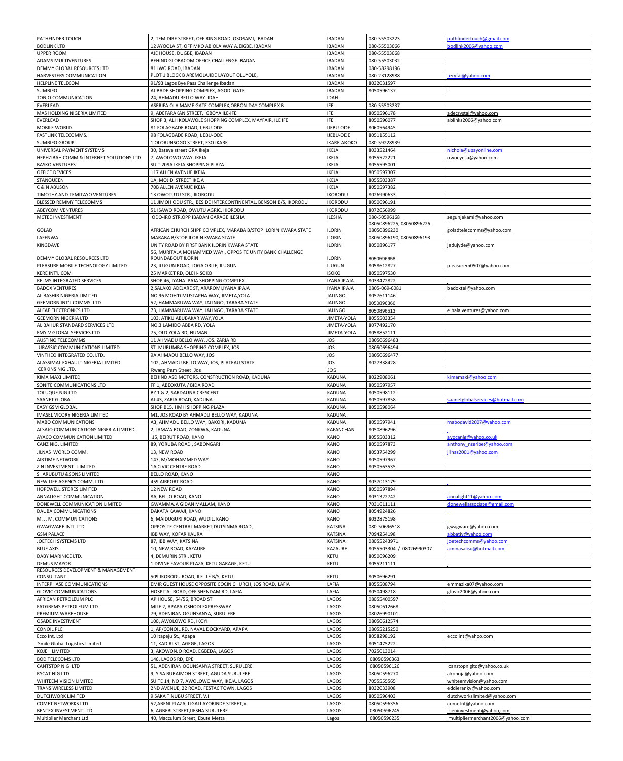| PATHFINDER TOUCH | 2, TEMIDIRE STREET, OFF RING ROAD, OSOSAMI, IBADAN | IBADAN | 080-55503223 | pathfindertouch@gmail.com |
|---|---|---|---|---|
| BODLINK LTD | 12 AYOOLA ST, OFF MKO ABIOLA WAY AJEIGBE, IBADAN | IBADAN | 080-55503066 | bodlink2006@yahoo.com |
| UPPER ROOM | AJE HOUSE, DUGBE, IBADAN | IBADAN | 080-55503068 | |
| ADAMS MULTIVENTURES | BEHIND GLOBACOM OFFICE CHALLENGE IBADAN | IBADAN | 080-55503032 | |
| DEMMY GLOBAL RESOURCES LTD | 81 IWO ROAD, IBADAN | IBADAN | 080-58298196 | |
| HARVESTERS COMMUNICATION | PLOT 1 BLOCK B AREMOLAJIDE LAYOUT OLUYOLE, | IBADAN | 080-23128988 | teryfaj@yahoo.com |
| HELPLINE TELECOM | 91/93 Lagos Bye Pass Challenge Ibadan | IBADAN | 8032031597 | |
| SUMBIFO | AJIBADE SHOPPING COMPLEX, AGODI GATE | IBADAN | 8050596137 | |
| TONIO COMMUNICATION | 24, AHMADU BELLO WAY IDAH | IDAH | | |
| EVERLEAD | ASERIFA OLA MAME GATE COMPLEX,ORBON-DAY COMPLEX B | IFE | 080-55503237 | |
| MAS HOLDING NIGERIA LIMITED | 9, ADEFARAKAN STREET, IGBOYA ILE-IFE | IFE | 8050596178 | adecrystal@yahoo.com |
| EVERLEAD | SHOP 3, ALH KOLAWOLE SHOPPING COMPLEX, MAYFAIR, ILE IFE | IFE | 8050596077 | ablinks2006@yahoo.com |
| MOBILE WORLD | 81 FOLAGBADE ROAD, IJEBU-ODE | IJEBU-ODE | 8060564945 | |
| FASTLINK TELECOMMS. | 98 FOLAGBADE ROAD, IJEBU-ODE | IJEBU-ODE | 8051155112 | |
| SUMBIFO GROUP | 1 OLORUNSOGO STREET, ESO IKARE | IKARE-AKOKO | 080-59228939 | |
| UNIVERSAL PAYMENT SYSTEMS | 30, Bateye street GRA Ikeja | IKEJA | 8033521464 | nichola@upayonline.com |
| HEPHZIBAH COMM & INTERNET SOLUTIONS LTD | 7, AWOLOWO WAY, IKEJA | IKEJA | 8055522221 | owoeyesa@yahoo.com |
| BASKO VENTURES | SUIT 209A IKEJA SHOPPING PLAZA | IKEJA | 8055595001 | |
| OFFICE DEVICES | 117 ALLEN AVENUE IKEJA | IKEJA | 8050597307 | |
| STANQUEEN | 1A, MOJIDI STREET IKEJA | IKEJA | 8055503387 | |
| C & N ABUSON | 70B ALLEN AVENUE IKEJA | IKEJA | 8050597382 | |
| TIMOTHY AND TEMITAYO VENTURES | 13 OWOTUTU STR., IKORODU | IKORODU | 8026990633 | |
| BLESSED REMMY TELECOMMS | 11 JIMOH ODU STR., BESIDE INTERCONTINENTAL, BENSON B/S, IKORODU | IKORODU | 8050696191 | |
| ABEYCOM VENTURES | 51 ISAWO ROAD, OWUTU AGRIC, IKORODU | IKORODU | 8072656999 | |
| MCTEE INVESTMENT | ODO-IRO STR,OPP IBADAN GARAGE ILESHA | ILESHA | 080-50596168 | segunjekami@yahoo.com |
| GOLAD | AFRICAN CHURCH SHPP COMPLEX, MARABA B/STOP ILORIN KWARA STATE | ILORIN | 08050896225, 08050896226. 08050896230 | goladtelecomms@yahoo.com |
| LAFENWA | MARABA B/STOP ILORIN KWARA STATE | ILORIN | 08050896190, 08050896193 | |
| KINGDAVE | UNITY ROAD BY FIRST BANK ILORIN KWARA STATE | ILORIN | 8050896177 | jadujyde@yahoo.com |
| DEMMY GLOBAL RESOURCES LTD | 56, MURITALA MOHAMMED WAY , OPPOSITE UNITY BANK CHALLENGE ROUNDABOUT ILORIN | ILORIN | 8050596658 | |
| PLEASURE MOBILE TECHNOLOGY LIMITED | 23, ILUGUN ROAD, JOGA ORILE, ILUGUN | ILUGUN | 8058612827 | pleasurem0507@yahoo.com |
| KERE INT'L COM | 25 MARKET RD, OLEH-ISOKO | ISOKO | 8050597530 | |
| RELMS INTEGRATED SERVICES | SHOP 46, IYANA IPAJA SHOPPING COMPLEX | IYANA IPAJA | 8033472822 | |
| BADOX VENTURES | 2,SALAKO ADEJARE ST, ARAROMI,IYANA IPAJA | IYANA IPAJA | 0805-069-6081 | badoxtel@yahoo.com |
| AL BASHIR NIGERIA LIMITED | NO 96 MOH'D MUSTAPHA WAY, JIMETA,YOLA | JALINGO | 8057611146 | |
| GEEMORN INT'L COMMS. LTD | 52, HAMMARUWA WAY, JALINGO, TARABA STATE | JALINGO | 8050896366 | |
| ALEAF ELECTRONICS LTD | 73, HAMMARUWA WAY, JALINGO, TARABA STATE | JALINGO | 8050896513 | elhalalventures@yahoo.com |
| GEEMORN NIGERIA LTD | 103, ATIKU ABUBAKAR WAY,YOLA | JIMETA-YOLA | 8055503354 | |
| AL BAHUR STANDARD SERVICES LTD | NO.3 LAMIDO ABBA RD, YOLA | JIMETA-YOLA | 8077492170 | |
| EMY-V GLOBAL SERVICES LTD | 75, OLD YOLA RD, NUMAN | JIMETA-YOLA | 8058852111 | |
| AUSTINO TELECOMMS | 11 AHMADU BELLO WAY, JOS. ZARIA RD | JOS | 08050696483 | |
| JURASSIC COMMUNICATIONS LIMITED | ST. MURUMBA SHOPPING COMPLEX, JOS | JOS | 08050696494 | |
| VINTHEO INTEGRATED CO. LTD. | 9A AHMADU BELLO WAY, JOS | JOS | 08050696477 | |
| ALASSIMAL EXHAULT NIGERIA LIMITED | 102, AHMADU BELLO WAY, JOS, PLATEAU STATE | JOS | 8027338428 | |
| CERKINS NIG LTD. | Rwang Pam Street Jos | JOS | | |
| KIMA MAXI LIMITED | BEHIND ASD MOTORS, CONSTRUCTION ROAD, KADUNA | KADUNA | 8022908061 | kimamaxi@yahoo.com |
| SONITE COMMUNICATIONS LTD | FF 1, ABEOKUTA / BIDA ROAD | KADUNA | 8050597957 | |
| TOLUQUE NIG LTD | BZ 1 & 2, SARDAUNA CRESCENT | KADUNA | 8050598112 | |
| SAANET GLOBAL | AJ 43, ZARIA ROAD, KADUNA | KADUNA | 8050597858 | saanetglobalservices@hotmail.com |
| EASY GSM GLOBAL | SHOP B15, HMH SHOPPING PLAZA | KADUNA | 8050598064 | |
| IMASEL VICORY NIGERIA LIMITED | M1, JOS ROAD BY AHMADU BELLO WAY, KADUNA | KADUNA | | |
| MABO COMMUNICATIONS | A3, AHMADU BELLO WAY, BAKORI, KADUNA | KADUNA | 8050597941 | mabodavid2007@yahoo.com |
| ALSAJO COMMUNICATIONS NIGERIA LIMITED | 2, JAMA'A ROAD, ZONKWA, KADUNA | KAFANCHAN | 8050896296 | |
| AYACO COMMUNICATION LIMITED | 15, BEIRUT ROAD, KANO | KANO | 8055503312 | ayocanig@yahoo.co.uk |
| CANZ NIG. LIMITED | 89, YORUBA ROAD , SABONGARI | KANO | 8050597873 | anthony_nzeribe@yahoo.com |
| JILNAS WORLD COMM. | 13, NEW ROAD | KANO | 8053754299 | jilnas2001@yahoo.com |
| AIRTIME NETWORK | 147, M/MOHAMMED WAY | KANO | 8050597967 | |
| ZIN INVESTMENT LIMITED | 1A CIVIC CENTRE ROAD | KANO | 8050563535 | |
| SHARUBUTU &SONS LIMITED | BELLO ROAD, KANO | KANO | | |
| NEW LIFE AGENCY COMM. LTD | 459 AIRPORT ROAD | KANO | 8037013179 | |
| HOPEWELL STORES LIMITED | 12 NEW ROAD | KANO | 8050597894 | |
| ANNALIGHT COMMUNICATION | 8A, BELLO ROAD, KANO | KANO | 8031322742 | annalight11@yahoo.com |
| DONEWELL COMMUNICATION LIMITED | GWAMMAJA GIDAN MALLAM, KANO | KANO | 7031611111 | donewellassociate@gmail.com |
| DAUBA COMMUNICATIONS | DAKATA KAWAJI, KANO | KANO | 8054924826 | |
| M. J. M. COMMUNICATIONS | 6, MAIDUGURI ROAD, WUDIL, KANO | KANO | 8032875198 | |
| GWAGWARE INTL LTD | OPPOSITE CENTRAL MARKET,DUTSINMA ROAD, | KATSINA | 080-50696518 | gwagware@yahoo.com |
| GSM PALACE | IBB WAY, KOFAR KAURA | KATSINA | 7094254198 | abbatiy@yahoo.com |
| JOETECH SYSTEMS LTD | 87, IBB WAY, KATSINA | KATSINA | 08055243971 | joetechcomms@yahoo.com |
| BLUE AXIS | 10, NEW ROAD, KAZAURE | KAZAURE | 8055503304 / 08026990307 | aminasalisu@hotmail.com |
| DABY MARINICE LTD. | 4, DEMURIN STR., KETU | KETU | 8050696209 | |
| DEMUS MAYOR | 1 DIVINE FAVOUR PLAZA, KETU GARAGE, KETU | KETU | 8055211111 | |
| RESOURCES DEVELOPMENT & MANAGEMENT CONSULTANT | 509 IKORODU ROAD, ILE-ILE B/S, KETU | KETU | 8050696291 | |
| INTERPHASE COMMUNICATIONS | EMIR GUEST HOUSE OPPOSITE COCIN CHURCH, JOS ROAD, LAFIA | LAFIA | 8055508794 | emmazika07@yahoo.com |
| GLOVIC COMMUNICATIONS | HOSPITAL ROAD, OFF SHENDAM RD, LAFIA | LAFIA | 8050498718 | glovic2006@yahoo.com |
| AFRICAN PETROLEUM PLC | AP HOUSE, 54/56, BROAD ST | LAGOS | 08055400597 | |
| FATGBEMS PETROLEUM LTD | MILE 2, APAPA-OSHODI EXPRESSWAY | LAGOS | 08050612668 | |
| PREMIUM WAREHOUSE | 79, ADENIRAN OGUNSANYA, SURULERE | LAGOS | 08026990101 | |
| OSADE INVESTMENT | 100, AWOLOWO RD, IKOYI | LAGOS | 08050612574 | |
| CONOIL PLC | 1, AP/CONOIL RD, NAVAL DOCKYARD, APAPA | LAGOS | 08055215250 | |
| Ecco Int. Ltd | 10 Itapeju St., Apapa | LAGOS | 8058298192 | ecco int@yahoo.com |
| Smile Global Logistics Limited | 11, KADIRI ST, AGEGE, LAGOS | LAGOS | 8051475222 | |
| KOJEH LIMITED | 3, AKOWONJO ROAD, EGBEDA, LAGOS | LAGOS | 7025013014 | |
| BOD TELECOMS LTD | 146, LAGOS RD, EPE | LAGOS | 08050596363 | |
| CANTSTOP NIG. LTD | 51, ADENIRAN OGUNSANYA STREET, SURULERE | LAGOS | 08050596126 | canstopnigltd@yahoo.co.uk |
| RYCAT NIG LTD | 9, YISA BURAIMOH STREET, AGUDA SURULERE | LAGOS | 08050596270 | akonoja@yahoo.com |
| WHITEEM VISION LIMITED | SUITE 14, NO 7, AWOLOWO WAY, IKEJA, LAGOS | LAGOS | 7055555565 | whiteemvision@yahoo.com |
| TRANS WIRELESS LIMITED | 2ND AVENUE, 22 ROAD, FESTAC TOWN, LAGOS | LAGOS | 8032033908 | eddieranky@yahoo.com |
| DUTCHWORK LIMITED | 9 SAKA TINUBU STREET, V.I | LAGOS | 8050596403 | dutchworkslimited@yahoo.com |
| COMET NETWORKS LTD | 52,ABENI PLAZA, LIGALI AYORINDE STREET,VI | LAGOS | 08050596356 | cometnt@yahoo.com |
| BENTEX INVESTMENT LTD | 6, AGBEBI STREET,IJESHA SURULERE | LAGOS | 08050596245 | beninvestment@yahoo,com |
| Multiplier Merchant Ltd | 40, Macculum Street, Ebute Metta | Lagos | 08050596235 | multipliermerchant2006@yahoo.com |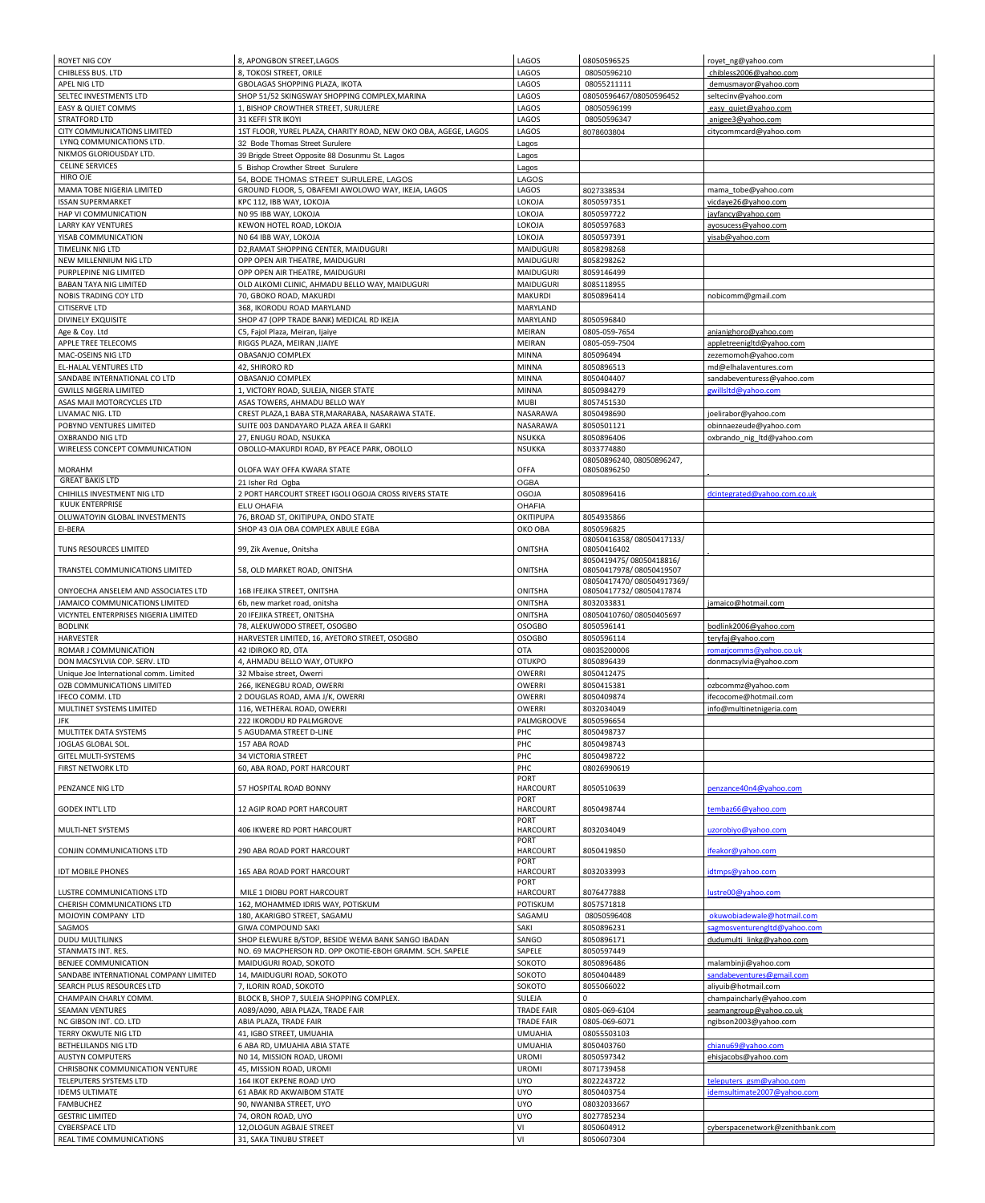| ROYET NIG COY | 8, APONGBON STREET,LAGOS | LAGOS | 08050596525 | royet_ng@yahoo.com |
|---|---|---|---|---|
| CHIBLESS BUS. LTD | 8, TOKOSI STREET, ORILE | LAGOS | 08050596210 | chibless2006@yahoo.com |
| APEL NIG LTD | GBOLAGAS SHOPPING PLAZA, IKOTA | LAGOS | 08055211111 | demusmayor@yahoo.com |
| SELTEC INVESTMENTS LTD | SHOP 51/52 SKINGSWAY SHOPPING COMPLEX,MARINA | LAGOS | 08050596467/08050596452 | seltecinv@yahoo.com |
| EASY & QUIET COMMS | 1, BISHOP CROWTHER STREET, SURULERE | LAGOS | 08050596199 | easy_quiet@yahoo.com |
| STRATFORD LTD | 31 KEFFI STR IKOYI | LAGOS | 08050596347 | anigee3@yahoo.com |
| CITY COMMUNICATIONS LIMITED | 1ST FLOOR, YUREL PLAZA, CHARITY ROAD, NEW OKO OBA, AGEGE, LAGOS | LAGOS | 8078603804 | citycommcard@yahoo.com |
| LYNQ COMMUNICATIONS LTD. | 32 Bode Thomas Street Surulere | Lagos | | |
| NIKMOS GLORIOUSDAY LTD. | 39 Brigde Street Opposite 88 Dosunmu St. Lagos | Lagos | | |
| CELINE SERVICES | 5 Bishop Crowther Street Surulere | Lagos | | |
| HIRO OJE | 54, BODE THOMAS STREET SURULERE, LAGOS | LAGOS | | |
| MAMA TOBE NIGERIA LIMITED | GROUND FLOOR, 5, OBAFEMI AWOLOWO WAY, IKEJA, LAGOS | LAGOS | 8027338534 | mama_tobe@yahoo.com |
| ISSAN SUPERMARKET | KPC 112, IBB WAY, LOKOJA | LOKOJA | 8050597351 | vicdaye26@yahoo.com |
| HAP VI COMMUNICATION | N0 95 IBB WAY, LOKOJA | LOKOJA | 8050597722 | jayfancy@yahoo.com |
| LARRY KAY VENTURES | KEWON HOTEL ROAD, LOKOJA | LOKOJA | 8050597683 | ayosucess@yahoo.com |
| YISAB COMMUNICATION | N0 64 IBB WAY, LOKOJA | LOKOJA | 8050597391 | yisab@yahoo.com |
| TIMELINK NIG LTD | D2,RAMAT SHOPPING CENTER, MAIDUGURI | MAIDUGURI | 8058298268 | |
| NEW MILLENNIUM NIG LTD | OPP OPEN AIR THEATRE, MAIDUGURI | MAIDUGURI | 8058298262 | |
| PURPLEPINE NIG LIMITED | OPP OPEN AIR THEATRE, MAIDUGURI | MAIDUGURI | 8059146499 | |
| BABAN TAYA NIG LIMITED | OLD ALKOMI CLINIC, AHMADU BELLO WAY, MAIDUGURI | MAIDUGURI | 8085118955 | |
| NOBIS TRADING COY LTD | 70, GBOKO ROAD, MAKURDI | MAKURDI | 8050896414 | nobicomm@gmail.com |
| CITISERVE LTD | 368, IKORODU ROAD MARYLAND | MARYLAND | | |
| DIVINELY EXQUISITE | SHOP 47 (OPP TRADE BANK) MEDICAL RD IKEJA | MARYLAND | 8050596840 | |
| Age & Coy. Ltd | C5, Fajol Plaza, Meiran, Ijaiye | MEIRAN | 0805-059-7654 | anianighoro@yahoo.com |
| APPLE TREE TELECOMS | RIGGS PLAZA, MEIRAN ,IJAIYE | MEIRAN | 0805-059-7504 | appletreenigltd@yahoo.com |
| MAC-OSEINS NIG LTD | OBASANJO COMPLEX | MINNA | 805096494 | zezemomoh@yahoo.com |
| EL-HALAL VENTURES LTD | 42, SHIRORO RD | MINNA | 8050896513 | md@elhalaventures.com |
| SANDABE INTERNATIONAL CO LTD | OBASANJO COMPLEX | MINNA | 8050404407 | sandabeventuress@yahoo.com |
| GWILLS NIGERIA LIMITED | 1, VICTORY ROAD, SULEJA, NIGER STATE | MINNA | 8050984279 | gwillsltd@yahoo.com |
| ASAS MAJI MOTORCYCLES LTD | ASAS TOWERS, AHMADU BELLO WAY | MUBI | 8057451530 | |
| LIVAMAC NIG. LTD | CREST PLAZA,1 BABA STR,MARARABA, NASARAWA STATE. | NASARAWA | 8050498690 | joelirabor@yahoo.com |
| POBYNO VENTURES LIMITED | SUITE 003 DANDAYARO PLAZA AREA II GARKI | NASARAWA | 8050501121 | obinnaezeude@yahoo.com |
| OXBRANDO NIG LTD | 27, ENUGU ROAD, NSUKKA | NSUKKA | 8050896406 | oxbrando_nig_ltd@yahoo.com |
| WIRELESS CONCEPT COMMUNICATION | OBOLLO-MAKURDI ROAD, BY PEACE PARK, OBOLLO | NSUKKA | 8033774880 | |
| MORAHM | OLOFA WAY OFFA KWARA STATE | OFFA | 08050896240, 08050896247, 08050896250 | |
| GREAT BAKIS LTD | 21 Isher Rd Ogba | OGBA | | |
| CHIHILLS INVESTMENT NIG LTD | 2 PORT HARCOURT STREET IGOLI OGOJA CROSS RIVERS STATE | OGOJA | 8050896416 | dcintegrated@yahoo.com.co.uk |
| KUUK ENTERPRISE | ELU OHAFIA | OHAFIA | | |
| OLUWATOYIN GLOBAL INVESTMENTS | 76, BROAD ST, OKITIPUPA, ONDO STATE | OKITIPUPA | 8054935866 | |
| EI-BERA | SHOP 43 OJA OBA COMPLEX ABULE EGBA | OKO OBA | 8050596825 | |
| TUNS RESOURCES LIMITED | 99, Zik Avenue, Onitsha | ONITSHA | 08050416358/ 08050417133/ 08050416402 | |
| TRANSTEL COMMUNICATIONS LIMITED | 58, OLD MARKET ROAD, ONITSHA | ONITSHA | 8050419475/ 08050418816/ 08050417978/ 08050419507 | |
| ONYOECHA ANSELEM AND ASSOCIATES LTD | 16B IFEJIKA STREET, ONITSHA | ONITSHA | 08050417470/ 080504917369/ 08050417732/ 08050417874 | |
| JAMAICO COMMUNICATIONS LIMITED | 6b, new market road, onitsha | ONITSHA | 8032033831 | jamaico@hotmail.com |
| VICYNTEL ENTERPRISES NIGERIA LIMITED | 20 IFEJIKA STREET, ONITSHA | ONITSHA | 08050410760/ 08050405697 | |
| BODLINK | 78, ALEKUWODO STREET, OSOGBO | OSOGBO | 8050596141 | bodlink2006@yahoo.com |
| HARVESTER | HARVESTER LIMITED, 16, AYETORO STREET, OSOGBO | OSOGBO | 8050596114 | teryfaj@yahoo.com |
| ROMAR J COMMUNICATION | 42 IDIROKO RD, OTA | OTA | 08035200006 | romarjcomms@yahoo.co.uk |
| DON MACSYLVIA COP. SERV. LTD | 4, AHMADU BELLO WAY, OTUKPO | OTUKPO | 8050896439 | donmacsylvia@yahoo.com |
| Unique Joe International comm. Limited | 32 Mbaise street, Owerri | OWERRI | 8050412475 | |
| OZB COMMUNICATIONS LIMITED | 266, IKENEGBU ROAD, OWERRI | OWERRI | 8050415381 | ozbcommz@yahoo.com |
| IFECO COMM. LTD | 2 DOUGLAS ROAD, AMA J/K, OWERRI | OWERRI | 8050409874 | ifecocome@hotmail.com |
| MULTINET SYSTEMS LIMITED | 116, WETHERAL ROAD, OWERRI | OWERRI | 8032034049 | info@multinetnigeria.com |
| JFK | 222 IKORODU RD PALMGROVE | PALMGROOVE | 8050596654 | |
| MULTITEK DATA SYSTEMS | 5 AGUDAMA STREET D-LINE | PHC | 8050498737 | |
| JOGLAS GLOBAL SOL. | 157 ABA ROAD | PHC | 8050498743 | |
| GITEL MULTI-SYSTEMS | 34 VICTORIA STREET | PHC | 8050498722 | |
| FIRST NETWORK LTD | 60, ABA ROAD, PORT HARCOURT | PHC | 08026990619 | |
| PENZANCE NIG LTD | 57 HOSPITAL ROAD BONNY | PORT HARCOURT | 8050510639 | penzance40n4@yahoo.com |
| GODEX INT'L LTD | 12 AGIP ROAD PORT HARCOURT | PORT HARCOURT | 8050498744 | tembaz66@yahoo.com |
| MULTI-NET SYSTEMS | 406 IKWERE RD PORT HARCOURT | PORT HARCOURT | 8032034049 | uzorobiyo@yahoo.com |
| CONJIN COMMUNICATIONS LTD | 290 ABA ROAD PORT HARCOURT | PORT HARCOURT | 8050419850 | ifeakor@yahoo.com |
| IDT MOBILE PHONES | 165 ABA ROAD PORT HARCOURT | PORT HARCOURT | 8032033993 | idtmps@yahoo.com |
| LUSTRE COMMUNICATIONS LTD | MILE 1 DIOBU PORT HARCOURT | PORT HARCOURT | 8076477888 | lustre00@yahoo.com |
| CHERISH COMMUNICATIONS LTD | 162, MOHAMMED IDRIS WAY, POTISKUM | POTISKUM | 8057571818 | |
| MOJOYIN COMPANY LTD | 180, AKARIGBO STREET, SAGAMU | SAGAMU | 08050596408 | okuwobiadewale@hotmail.com |
| SAGMOS | GIWA COMPOUND SAKI | SAKI | 8050896231 | sagmosventurengltd@yahoo.com |
| DUDU MULTILINKS | SHOP ELEWURE B/STOP, BESIDE WEMA BANK SANGO IBADAN | SANGO | 8050896171 | dudumulti_linkg@yahoo.com |
| STANMATS INT. RES. | NO. 69 MACPHERSON RD. OPP OKOTIE-EBOH GRAMM. SCH. SAPELE | SAPELE | 8050597449 | |
| BENJEE COMMUNICATION | MAIDUGURI ROAD, SOKOTO | SOKOTO | 8050896486 | malambinji@yahoo.com |
| SANDABE INTERNATIONAL COMPANY LIMITED | 14, MAIDUGURI ROAD, SOKOTO | SOKOTO | 8050404489 | sandabeventures@gmail.com |
| SEARCH PLUS RESOURCES LTD | 7, ILORIN ROAD, SOKOTO | SOKOTO | 8055066022 | aliyuib@hotmail.com |
| CHAMPAIN CHARLY COMM. | BLOCK B, SHOP 7, SULEJA SHOPPING COMPLEX. | SULEJA | 0 | champaincharly@yahoo.com |
| SEAMAN VENTURES | A089/A090, ABIA PLAZA, TRADE FAIR | TRADE FAIR | 0805-069-6104 | seamangroup@yahoo.co.uk |
| NC GIBSON INT. CO. LTD | ABIA PLAZA, TRADE FAIR | TRADE FAIR | 0805-069-6071 | ngibson2003@yahoo.com |
| TERRY OKWUTE NIG LTD | 41, IGBO STREET, UMUAHIA | UMUAHIA | 08055503103 | |
| BETHELILANDS NIG LTD | 6 ABA RD, UMUAHIA ABIA STATE | UMUAHIA | 8050403760 | chianu69@yahoo.com |
| AUSTYN COMPUTERS | N0 14, MISSION ROAD, UROMI | UROMI | 8050597342 | ehisjacobs@yahoo.com |
| CHRISBONK COMMUNICATION VENTURE | 45, MISSION ROAD, UROMI | UROMI | 8071739458 | |
| TELEPUTERS SYSTEMS LTD | 164 IKOT EKPENE ROAD UYO | UYO | 8022243722 | teleputers_gsm@yahoo.com |
| IDEMS ULTIMATE | 61 ABAK RD AKWAIBOM STATE | UYO | 8050403754 | idemsultimate2007@yahoo.com |
| FAMBUCHEZ | 90, NWANIBA STREET, UYO | UYO | 08032033667 | |
| GESTRIC LIMITED | 74, ORON ROAD, UYO | UYO | 8027785234 | |
| CYBERSPACE LTD | 12,OLOGUN AGBAJE STREET | VI | 8050604912 | cyberspacenetwork@zenithbank.com |
| REAL TIME COMMUNICATIONS | 31, SAKA TINUBU STREET | VI | 8050607304 | |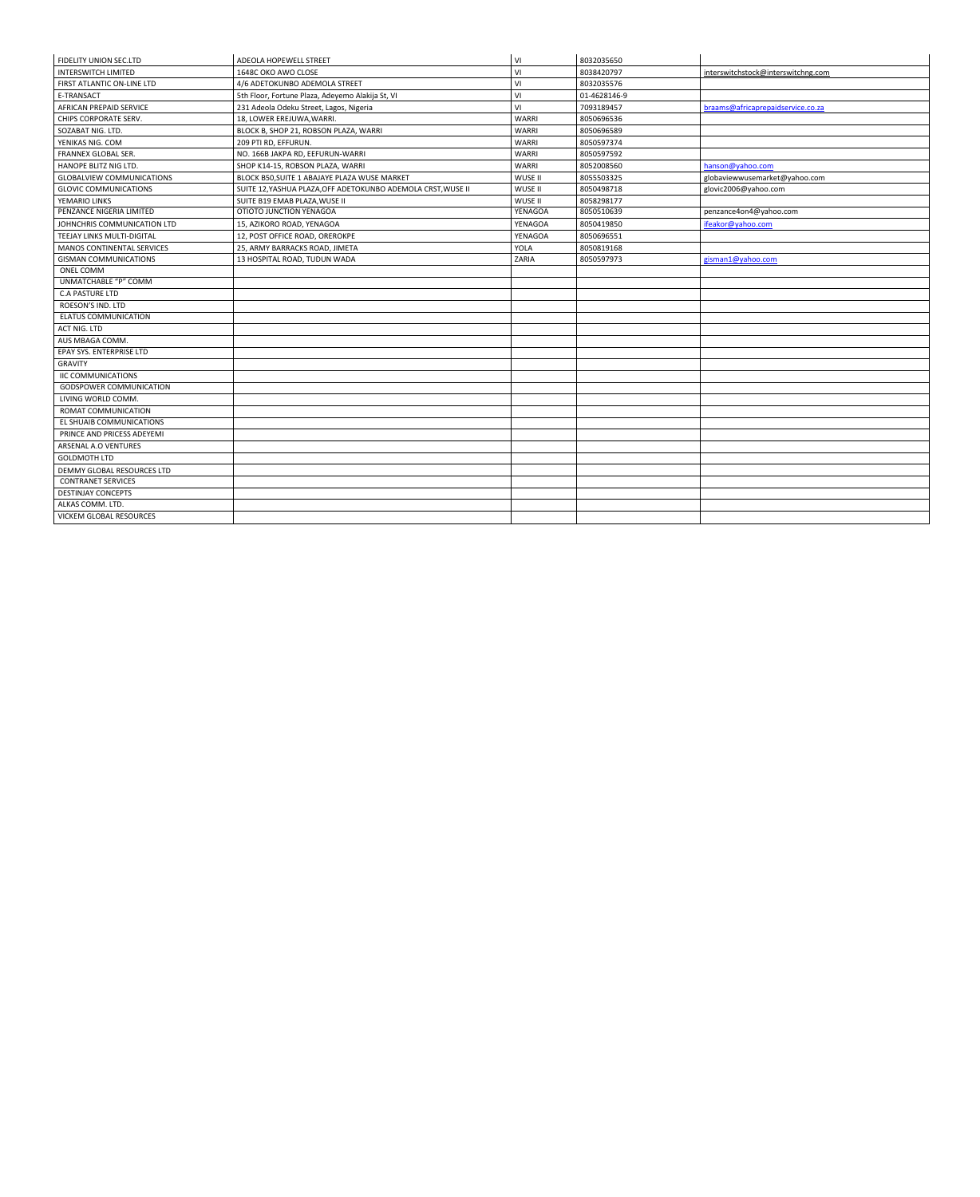| | | | | |
|---|---|---|---|---|
| FIDELITY UNION SEC.LTD | ADEOLA HOPEWELL STREET | VI | 8032035650 | |
| INTERSWITCH LIMITED | 1648C OKO AWO CLOSE | VI | 8038420797 | interswitchstock@interswitchng.com |
| FIRST ATLANTIC ON-LINE LTD | 4/6 ADETOKUNBO ADEMOLA STREET | VI | 8032035576 | |
| E-TRANSACT | 5th Floor, Fortune Plaza, Adeyemo Alakija St, VI | VI | 01-4628146-9 | |
| AFRICAN PREPAID SERVICE | 231 Adeola Odeku Street, Lagos, Nigeria | VI | 7093189457 | braams@africaprepaidservice.co.za |
| CHIPS CORPORATE SERV. | 18, LOWER EREJUWA,WARRI. | WARRI | 8050696536 | |
| SOZABAT NIG. LTD. | BLOCK B, SHOP 21, ROBSON PLAZA, WARRI | WARRI | 8050696589 | |
| YENIKAS NIG. COM | 209 PTI RD, EFFURUN. | WARRI | 8050597374 | |
| FRANNEX GLOBAL SER. | NO. 166B JAKPA RD, EEFURUN-WARRI | WARRI | 8050597592 | |
| HANOPE BLITZ NIG LTD. | SHOP K14-15, ROBSON PLAZA, WARRI | WARRI | 8052008560 | hanson@yahoo.com |
| GLOBALVIEW COMMUNICATIONS | BLOCK B50,SUITE 1 ABAJAYE PLAZA WUSE MARKET | WUSE II | 8055503325 | globaviewwusemarket@yahoo.com |
| GLOVIC COMMUNICATIONS | SUITE 12,YASHUA PLAZA,OFF ADETOKUNBO ADEMOLA CRST,WUSE II | WUSE II | 8050498718 | glovic2006@yahoo.com |
| YEMARIO LINKS | SUITE B19 EMAB PLAZA,WUSE II | WUSE II | 8058298177 | |
| PENZANCE NIGERIA LIMITED | OTIOTO JUNCTION YENAGOA | YENAGOA | 8050510639 | penzance4on4@yahoo.com |
| JOHNCHRIS COMMUNICATION LTD | 15, AZIKORO ROAD, YENAGOA | YENAGOA | 8050419850 | ifeakor@yahoo.com |
| TEEJAY LINKS MULTI-DIGITAL | 12, POST OFFICE ROAD, OREROKPE | YENAGOA | 8050696551 | |
| MANOS CONTINENTAL SERVICES | 25, ARMY BARRACKS ROAD, JIMETA | YOLA | 8050819168 | |
| GISMAN COMMUNICATIONS | 13 HOSPITAL ROAD, TUDUN WADA | ZARIA | 8050597973 | gisman1@yahoo.com |
| ONEL COMM | | | | |
| UNMATCHABLE "P" COMM | | | | |
| C.A PASTURE LTD | | | | |
| ROESON'S IND. LTD | | | | |
| ELATUS COMMUNICATION | | | | |
| ACT NIG. LTD | | | | |
| AUS MBAGA COMM. | | | | |
| EPAY SYS. ENTERPRISE LTD | | | | |
| GRAVITY | | | | |
| IIC COMMUNICATIONS | | | | |
| GODSPOWER COMMUNICATION | | | | |
| LIVING WORLD COMM. | | | | |
| ROMAT COMMUNICATION | | | | |
| EL SHUAIB COMMUNICATIONS | | | | |
| PRINCE AND PRICESS ADEYEMI | | | | |
| ARSENAL A.O VENTURES | | | | |
| GOLDMOTH LTD | | | | |
| DEMMY GLOBAL RESOURCES LTD | | | | |
| CONTRANET SERVICES | | | | |
| DESTINJAY CONCEPTS | | | | |
| ALKAS COMM. LTD. | | | | |
| VICKEM GLOBAL RESOURCES | | | | |